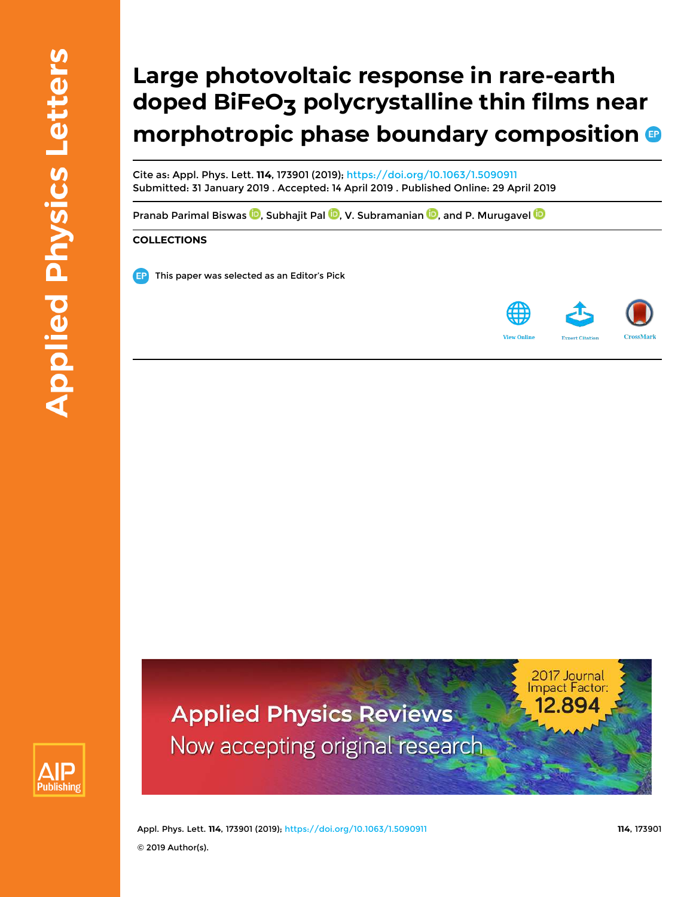# Large photovoltaic response in rare-earth doped $BiFeO_3$ polycrystalline thin films near morphotropic phase boundary composition

Cite as: Appl. Phys. Lett. **114**, 173901 (2019); https://doi.org/10.1063/1.5090911
Submitted: 31 January 2019 . Accepted: 14 April 2019 . Published Online: 29 April 2019

Pranab Parimal Biswas, Subhajit Pal, V. Subramanian, and P. Murugavel

**COLLECTIONS**

This paper was selected as an Editor's Pick

© 2019 Author(s).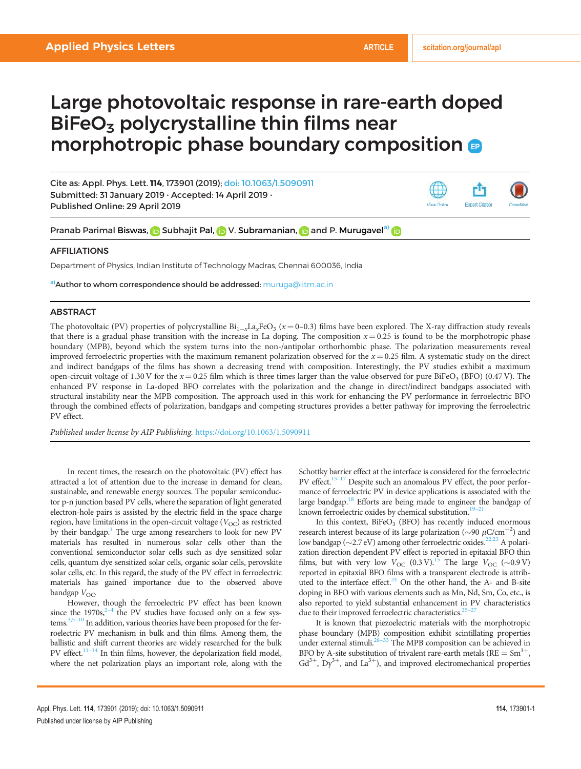# Large photovoltaic response in rare-earth doped $BiFeO_3$ polycrystalline thin films near morphotropic phase boundary composition

Cite as: Appl. Phys. Lett. **114**, 173901 (2019); doi: 10.1063/1.5090911
Submitted: 31 January 2019 · Accepted: 14 April 2019 ·
Published Online: 29 April 2019

Pranab Parimal Biswas, Subhajit Pal, V. Subramanian, and P. Murugavel[a]

## AFFILIATIONS

Department of Physics, Indian Institute of Technology Madras, Chennai 600036, India

[a]Author to whom correspondence should be addressed: muruga@iitm.ac.in

## ABSTRACT

The photovoltaic (PV) properties of polycrystalline $Bi_{1-x}La_xFeO_3$ ($x = 0$–$0.3$) films have been explored. The X-ray diffraction study reveals that there is a gradual phase transition with the increase in La doping. The composition $x = 0.25$ is found to be the morphotropic phase boundary (MPB), beyond which the system turns into the non-/antipolar orthorhombic phase. The polarization measurements reveal improved ferroelectric properties with the maximum remanent polarization observed for the $x = 0.25$ film. A systematic study on the direct and indirect bandgaps of the films has shown a decreasing trend with composition. Interestingly, the PV studies exhibit a maximum open-circuit voltage of 1.30 V for the $x = 0.25$ film which is three times larger than the value observed for pure $BiFeO_3$ (BFO) (0.47 V). The enhanced PV response in La-doped BFO correlates with the polarization and the change in direct/indirect bandgaps associated with structural instability near the MPB composition. The approach used in this work for enhancing the PV performance in ferroelectric BFO through the combined effects of polarization, bandgaps and competing structures provides a better pathway for improving the ferroelectric PV effect.

*Published under license by AIP Publishing.* https://doi.org/10.1063/1.5090911

In recent times, the research on the photovoltaic (PV) effect has attracted a lot of attention due to the increase in demand for clean, sustainable, and renewable energy sources. The popular semiconductor p-n junction based PV cells, where the separation of light generated electron-hole pairs is assisted by the electric field in the space charge region, have limitations in the open-circuit voltage ($V_{OC}$) as restricted by their bandgap.[1] The urge among researchers to look for new PV materials has resulted in numerous solar cells other than the conventional semiconductor solar cells such as dye sensitized solar cells, quantum dye sensitized solar cells, organic solar cells, perovskite solar cells, etc. In this regard, the study of the PV effect in ferroelectric materials has gained importance due to the observed above bandgap $V_{OC}$.

However, though the ferroelectric PV effect has been known since the 1970s,[2–4] the PV studies have focused only on a few systems.[3,5–10] In addition, various theories have been proposed for the ferroelectric PV mechanism in bulk and thin films. Among them, the ballistic and shift current theories are widely researched for the bulk PV effect.[11–14] In thin films, however, the depolarization field model, where the net polarization plays an important role, along with the Schottky barrier effect at the interface is considered for the ferroelectric PV effect.[15–17] Despite such an anomalous PV effect, the poor performance of ferroelectric PV in device applications is associated with the large bandgap.[18] Efforts are being made to engineer the bandgap of known ferroelectric oxides by chemical substitution.[19–21]

In this context, $BiFeO_3$ (BFO) has recently induced enormous research interest because of its large polarization (~90 $\mu C/cm^{-2}$) and low bandgap (~2.7 eV) among other ferroelectric oxides.[22,23] A polarization direction dependent PV effect is reported in epitaxial BFO thin films, but with very low $V_{OC}$ (0.3 V).[15] The large $V_{OC}$ (~0.9 V) reported in epitaxial BFO films with a transparent electrode is attributed to the interface effect.[24] On the other hand, the A- and B-site doping in BFO with various elements such as Mn, Nd, Sm, Co, etc., is also reported to yield substantial enhancement in PV characteristics due to their improved ferroelectric characteristics.[25–27]

It is known that piezoelectric materials with the morphotropic phase boundary (MPB) composition exhibit scintillating properties under external stimuli.[28–33] The MPB composition can be achieved in BFO by A-site substitution of trivalent rare-earth metals (RE = $Sm^{3+}$, $Gd^{3+}$, $Dy^{3+}$, and $La^{3+}$), and improved electromechanical properties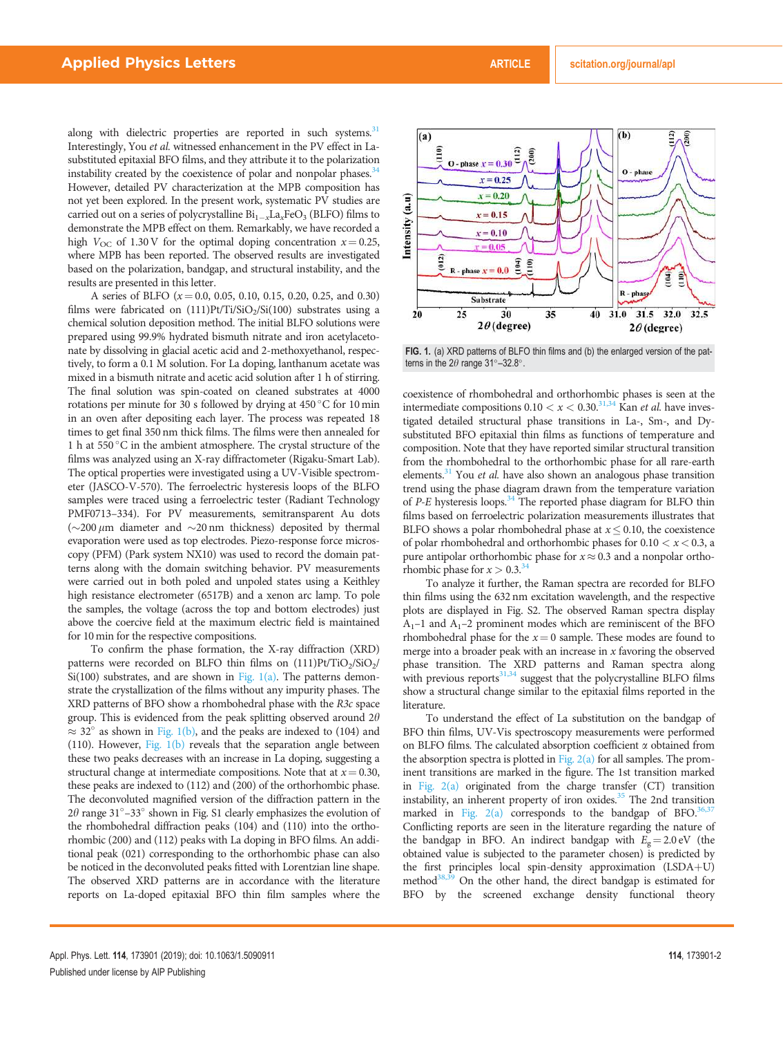along with dielectric properties are reported in such systems.[31] Interestingly, You *et al.* witnessed enhancement in the PV effect in La-substituted epitaxial BFO films, and they attribute it to the polarization instability created by the coexistence of polar and nonpolar phases.[34] However, detailed PV characterization at the MPB composition has not yet been explored. In the present work, systematic PV studies are carried out on a series of polycrystalline $Bi_{1-x}La_xFeO_3$ (BLFO) films to demonstrate the MPB effect on them. Remarkably, we have recorded a high $V_{OC}$ of 1.30 V for the optimal doping concentration $x = 0.25$, where MPB has been reported. The observed results are investigated based on the polarization, bandgap, and structural instability, and the results are presented in this letter.

A series of BLFO ($x = 0.0$, 0.05, 0.10, 0.15, 0.20, 0.25, and 0.30) films were fabricated on (111)Pt/Ti/$SiO_2$/Si(100) substrates using a chemical solution deposition method. The initial BLFO solutions were prepared using 99.9% hydrated bismuth nitrate and iron acetylacetonate by dissolving in glacial acetic acid and 2-methoxyethanol, respectively, to form a 0.1 M solution. For La doping, lanthanum acetate was mixed in a bismuth nitrate and acetic acid solution after 1 h of stirring. The final solution was spin-coated on cleaned substrates at 4000 rotations per minute for 30 s followed by drying at 450 °C for 10 min in an oven after depositing each layer. The process was repeated 18 times to get final 350 nm thick films. The films were then annealed for 1 h at 550 °C in the ambient atmosphere. The crystal structure of the films was analyzed using an X-ray diffractometer (Rigaku-Smart Lab). The optical properties were investigated using a UV-Visible spectrometer (JASCO-V-570). The ferroelectric hysteresis loops of the BLFO samples were traced using a ferroelectric tester (Radiant Technology PMF0713–334). For PV measurements, semitransparent Au dots (∼200 μm diameter and ∼20 nm thickness) deposited by thermal evaporation were used as top electrodes. Piezo-response force microscopy (PFM) (Park system NX10) was used to record the domain patterns along with the domain switching behavior. PV measurements were carried out in both poled and unpoled states using a Keithley high resistance electrometer (6517B) and a xenon arc lamp. To pole the samples, the voltage (across the top and bottom electrodes) just above the coercive field at the maximum electric field is maintained for 10 min for the respective compositions.

To confirm the phase formation, the X-ray diffraction (XRD) patterns were recorded on BLFO thin films on (111)Pt/$TiO_2$/$SiO_2$/Si(100) substrates, and are shown in Fig. 1(a). The patterns demonstrate the crystallization of the films without any impurity phases. The XRD patterns of BFO show a rhombohedral phase with the *R3c* space group. This is evidenced from the peak splitting observed around $2\theta \approx 32°$ as shown in Fig. 1(b), and the peaks are indexed to (104) and (110). However, Fig. 1(b) reveals that the separation angle between these two peaks decreases with an increase in La doping, suggesting a structural change at intermediate compositions. Note that at $x = 0.30$, these peaks are indexed to (112) and (200) of the orthorhombic phase. The deconvoluted magnified version of the diffraction pattern in the $2\theta$ range 31°–33° shown in Fig. S1 clearly emphasizes the evolution of the rhombohedral diffraction peaks (104) and (110) into the orthorhombic (200) and (112) peaks with La doping in BFO films. An additional peak (021) corresponding to the orthorhombic phase can also be noticed in the deconvoluted peaks fitted with Lorentzian line shape. The observed XRD patterns are in accordance with the literature reports on La-doped epitaxial BFO thin film samples where the coexistence of rhombohedral and orthorhombic phases is seen at the intermediate compositions $0.10 < x < 0.30$.[31,34] Kan *et al.* have investigated detailed structural phase transitions in La-, Sm-, and Dy-substituted BFO epitaxial thin films as functions of temperature and composition. Note that they have reported similar structural transition from the rhombohedral to the orthorhombic phase for all rare-earth elements.[31] You *et al.* have also shown an analogous phase transition trend using the phase diagram drawn from the temperature variation of *P-E* hysteresis loops.[34] The reported phase diagram for BLFO thin films based on ferroelectric polarization measurements illustrates that BLFO shows a polar rhombohedral phase at $x \leq 0.10$, the coexistence of polar rhombohedral and orthorhombic phases for $0.10 < x < 0.3$, a pure antipolar orthorhombic phase for $x \approx 0.3$ and a nonpolar orthorhombic phase for $x > 0.3$.[34]

FIG. 1. (a) XRD patterns of BLFO thin films and (b) the enlarged version of the patterns in the $2\theta$ range 31°–32.8°.

To analyze it further, the Raman spectra are recorded for BLFO thin films using the 632 nm excitation wavelength, and the respective plots are displayed in Fig. S2. The observed Raman spectra display $A_1$–1 and $A_1$–2 prominent modes which are reminiscent of the BFO rhombohedral phase for the $x = 0$ sample. These modes are found to merge into a broader peak with an increase in $x$ favoring the observed phase transition. The XRD patterns and Raman spectra along with previous reports[31,34] suggest that the polycrystalline BLFO films show a structural change similar to the epitaxial films reported in the literature.

To understand the effect of La substitution on the bandgap of BFO thin films, UV-Vis spectroscopy measurements were performed on BLFO films. The calculated absorption coefficient α obtained from the absorption spectra is plotted in Fig. 2(a) for all samples. The prominent transitions are marked in the figure. The 1st transition marked in Fig. 2(a) originated from the charge transfer (CT) transition instability, an inherent property of iron oxides.[35] The 2nd transition marked in Fig. 2(a) corresponds to the bandgap of BFO.[36,37] Conflicting reports are seen in the literature regarding the nature of the bandgap in BFO. An indirect bandgap with $E_g = 2.0$ eV (the obtained value is subjected to the parameter chosen) is predicted by the first principles local spin-density approximation (LSDA+U) method[38,39] On the other hand, the direct bandgap is estimated for BFO by the screened exchange density functional theory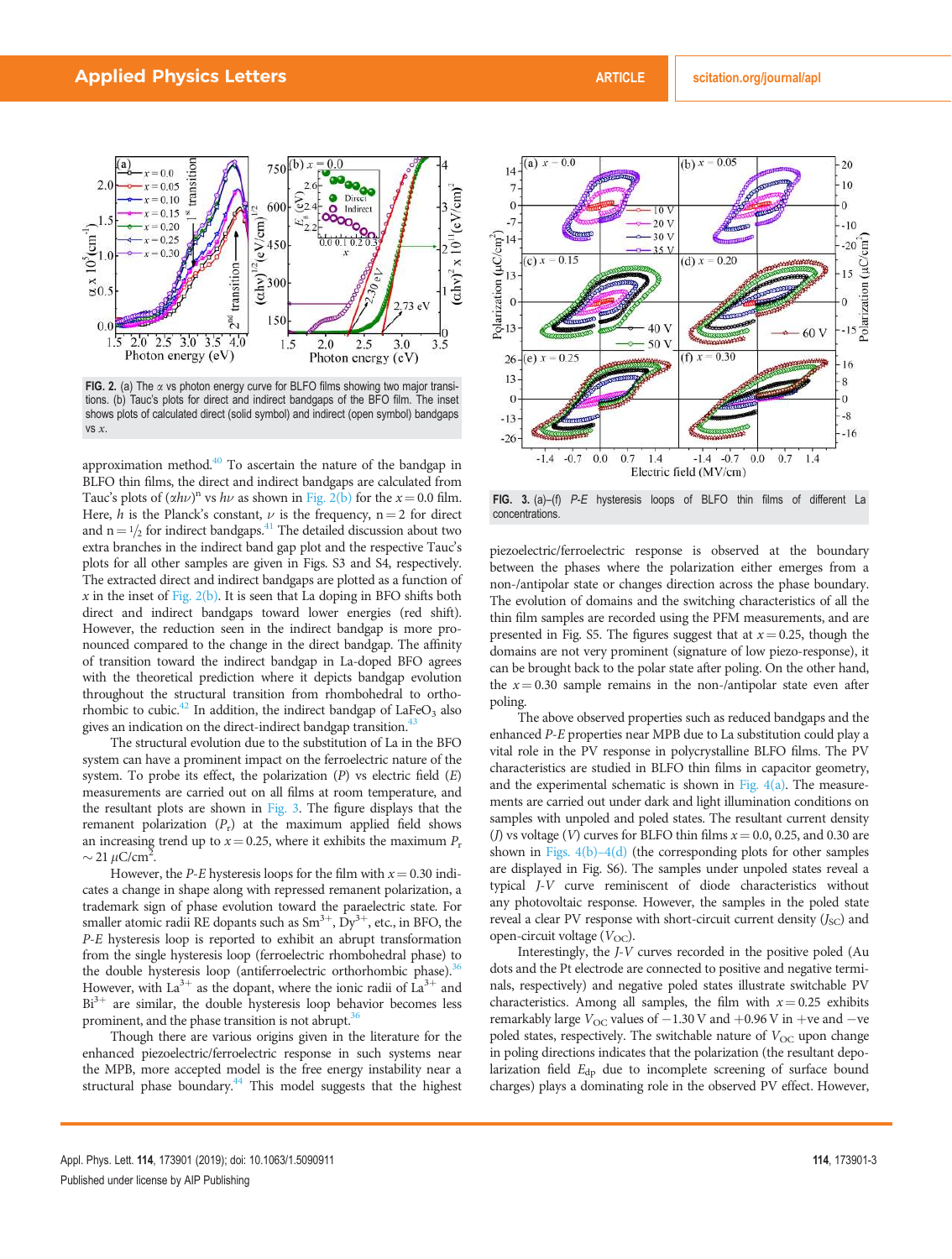FIG. 2. (a) The $\alpha$ vs photon energy curve for BLFO films showing two major transitions. (b) Tauc's plots for direct and indirect bandgaps of the BFO film. The inset shows plots of calculated direct (solid symbol) and indirect (open symbol) bandgaps vs $x$.

approximation method.[40] To ascertain the nature of the bandgap in BLFO thin films, the direct and indirect bandgaps are calculated from Tauc's plots of $(\alpha h\nu)^n$ vs $h\nu$ as shown in Fig. 2(b) for the $x = 0.0$ film. Here, $h$ is the Planck's constant, $\nu$ is the frequency, $n = 2$ for direct and $n = 1/2$ for indirect bandgaps.[41] The detailed discussion about two extra branches in the indirect band gap plot and the respective Tauc's plots for all other samples are given in Figs. S3 and S4, respectively. The extracted direct and indirect bandgaps are plotted as a function of $x$ in the inset of Fig. 2(b). It is seen that La doping in BFO shifts both direct and indirect bandgaps toward lower energies (red shift). However, the reduction seen in the indirect bandgap is more pronounced compared to the change in the direct bandgap. The affinity of transition toward the indirect bandgap in La-doped BFO agrees with the theoretical prediction where it depicts bandgap evolution throughout the structural transition from rhombohedral to orthorhombic to cubic.[42] In addition, the indirect bandgap of $LaFeO_3$ also gives an indication on the direct-indirect bandgap transition.[43]

The structural evolution due to the substitution of La in the BFO system can have a prominent impact on the ferroelectric nature of the system. To probe its effect, the polarization ($P$) vs electric field ($E$) measurements are carried out on all films at room temperature, and the resultant plots are shown in Fig. 3. The figure displays that the remanent polarization ($P_r$) at the maximum applied field shows an increasing trend up to $x = 0.25$, where it exhibits the maximum $P_r$ $\sim 21\ \mu C/cm^2$.

However, the $P$-$E$ hysteresis loops for the film with $x = 0.30$ indicates a change in shape along with repressed remanent polarization, a trademark sign of phase evolution toward the paraelectric state. For smaller atomic radii RE dopants such as $Sm^{3+}$, $Dy^{3+}$, etc., in BFO, the $P$-$E$ hysteresis loop is reported to exhibit an abrupt transformation from the single hysteresis loop (ferroelectric rhombohedral phase) to the double hysteresis loop (antiferroelectric orthorhombic phase).[36] However, with $La^{3+}$ as the dopant, where the ionic radii of $La^{3+}$ and $Bi^{3+}$ are similar, the double hysteresis loop behavior becomes less prominent, and the phase transition is not abrupt.[36]

Though there are various origins given in the literature for the enhanced piezoelectric/ferroelectric response in such systems near the MPB, more accepted model is the free energy instability near a structural phase boundary.[44] This model suggests that the highest

FIG. 3. (a)–(f) $P$-$E$ hysteresis loops of BLFO thin films of different La concentrations.

piezoelectric/ferroelectric response is observed at the boundary between the phases where the polarization either emerges from a non-/antipolar state or changes direction across the phase boundary. The evolution of domains and the switching characteristics of all the thin film samples are recorded using the PFM measurements, and are presented in Fig. S5. The figures suggest that at $x = 0.25$, though the domains are not very prominent (signature of low piezo-response), it can be brought back to the polar state after poling. On the other hand, the $x = 0.30$ sample remains in the non-/antipolar state even after poling.

The above observed properties such as reduced bandgaps and the enhanced $P$-$E$ properties near MPB due to La substitution could play a vital role in the PV response in polycrystalline BLFO films. The PV characteristics are studied in BLFO thin films in capacitor geometry, and the experimental schematic is shown in Fig. 4(a). The measurements are carried out under dark and light illumination conditions on samples with unpoled and poled states. The resultant current density ($J$) vs voltage ($V$) curves for BLFO thin films $x = 0.0$, 0.25, and 0.30 are shown in Figs. 4(b)–4(d) (the corresponding plots for other samples are displayed in Fig. S6). The samples under unpoled states reveal a typical $J$-$V$ curve reminiscent of diode characteristics without any photovoltaic response. However, the samples in the poled state reveal a clear PV response with short-circuit current density ($J_{SC}$) and open-circuit voltage ($V_{OC}$).

Interestingly, the $J$-$V$ curves recorded in the positive poled (Au dots and the Pt electrode are connected to positive and negative terminals, respectively) and negative poled states illustrate switchable PV characteristics. Among all samples, the film with $x = 0.25$ exhibits remarkably large $V_{OC}$ values of $-1.30$ V and $+0.96$ V in +ve and −ve poled states, respectively. The switchable nature of $V_{OC}$ upon change in poling directions indicates that the polarization (the resultant depolarization field $E_{dp}$ due to incomplete screening of surface bound charges) plays a dominating role in the observed PV effect. However,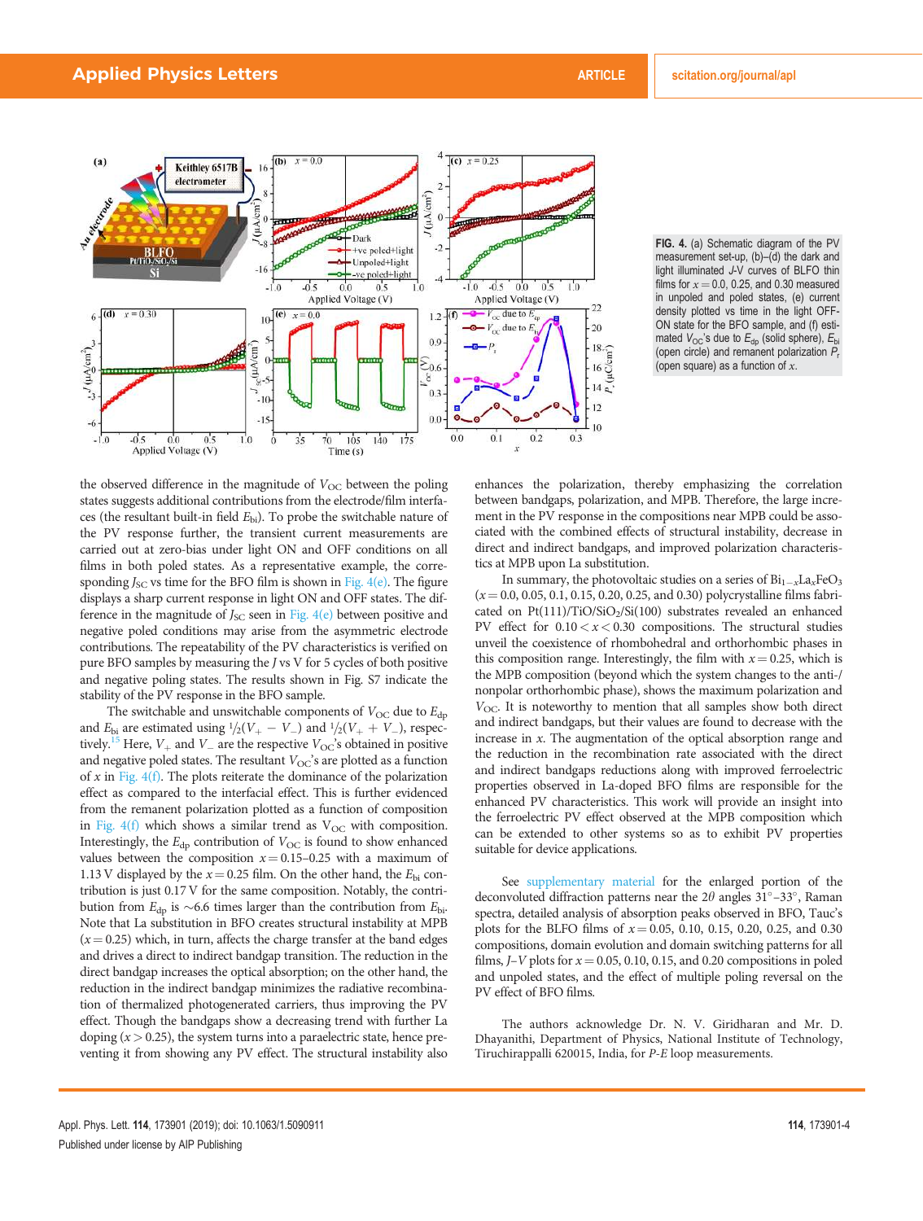FIG. 4. (a) Schematic diagram of the PV measurement set-up, (b)–(d) the dark and light illuminated J-V curves of BLFO thin films for $x = 0.0$, 0.25, and 0.30 measured in unpoled and poled states, (e) current density plotted vs time in the light OFF-ON state for the BFO sample, and (f) estimated $V_{OC}$'s due to $E_{dp}$ (solid sphere), $E_{bi}$ (open circle) and remanent polarization $P_r$ (open square) as a function of $x$.

the observed difference in the magnitude of $V_{OC}$ between the poling states suggests additional contributions from the electrode/film interfaces (the resultant built-in field $E_{bi}$). To probe the switchable nature of the PV response further, the transient current measurements are carried out at zero-bias under light ON and OFF conditions on all films in both poled states. As a representative example, the corresponding $J_{SC}$ vs time for the BFO film is shown in Fig. 4(e). The figure displays a sharp current response in light ON and OFF states. The difference in the magnitude of $J_{SC}$ seen in Fig. 4(e) between positive and negative poled conditions may arise from the asymmetric electrode contributions. The repeatability of the PV characteristics is verified on pure BFO samples by measuring the J vs V for 5 cycles of both positive and negative poling states. The results shown in Fig. S7 indicate the stability of the PV response in the BFO sample.

The switchable and unswitchable components of $V_{OC}$ due to $E_{dp}$ and $E_{bi}$ are estimated using $\frac{1}{2}(V_{+} - V_{-})$ and $\frac{1}{2}(V_{+} + V_{-})$, respectively.[15] Here, $V_{+}$ and $V_{-}$ are the respective $V_{OC}$'s obtained in positive and negative poled states. The resultant $V_{OC}$'s are plotted as a function of $x$ in Fig. 4(f). The plots reiterate the dominance of the polarization effect as compared to the interfacial effect. This is further evidenced from the remanent polarization plotted as a function of composition in Fig. 4(f) which shows a similar trend as $V_{OC}$ with composition. Interestingly, the $E_{dp}$ contribution of $V_{OC}$ is found to show enhanced values between the composition $x = 0.15$–0.25 with a maximum of 1.13 V displayed by the $x = 0.25$ film. On the other hand, the $E_{bi}$ contribution is just 0.17 V for the same composition. Notably, the contribution from $E_{dp}$ is ~6.6 times larger than the contribution from $E_{bi}$. Note that La substitution in BFO creates structural instability at MPB ($x = 0.25$) which, in turn, affects the charge transfer at the band edges and drives a direct to indirect bandgap transition. The reduction in the direct bandgap increases the optical absorption; on the other hand, the reduction in the indirect bandgap minimizes the radiative recombination of thermalized photogenerated carriers, thus improving the PV effect. Though the bandgaps show a decreasing trend with further La doping ($x > 0.25$), the system turns into a paraelectric state, hence preventing it from showing any PV effect. The structural instability also enhances the polarization, thereby emphasizing the correlation between bandgaps, polarization, and MPB. Therefore, the large increment in the PV response in the compositions near MPB could be associated with the combined effects of structural instability, decrease in direct and indirect bandgaps, and improved polarization characteristics at MPB upon La substitution.

In summary, the photovoltaic studies on a series of $Bi_{1-x}La_xFeO_3$ ($x = 0.0$, 0.05, 0.1, 0.15, 0.20, 0.25, and 0.30) polycrystalline films fabricated on Pt(111)/TiO/SiO$_2$/Si(100) substrates revealed an enhanced PV effect for $0.10 < x < 0.30$ compositions. The structural studies unveil the coexistence of rhombohedral and orthorhombic phases in this composition range. Interestingly, the film with $x = 0.25$, which is the MPB composition (beyond which the system changes to the anti-/nonpolar orthorhombic phase), shows the maximum polarization and $V_{OC}$. It is noteworthy to mention that all samples show both direct and indirect bandgaps, but their values are found to decrease with the increase in $x$. The augmentation of the optical absorption range and the reduction in the recombination rate associated with the direct and indirect bandgaps reductions along with improved ferroelectric properties observed in La-doped BFO films are responsible for the enhanced PV characteristics. This work will provide an insight into the ferroelectric PV effect observed at the MPB composition which can be extended to other systems so as to exhibit PV properties suitable for device applications.

See supplementary material for the enlarged portion of the deconvoluted diffraction patterns near the $2\theta$ angles 31°–33°, Raman spectra, detailed analysis of absorption peaks observed in BFO, Tauc's plots for the BLFO films of $x = 0.05$, 0.10, 0.15, 0.20, 0.25, and 0.30 compositions, domain evolution and domain switching patterns for all films, J–V plots for $x = 0.05$, 0.10, 0.15, and 0.20 compositions in poled and unpoled states, and the effect of multiple poling reversal on the PV effect of BFO films.

The authors acknowledge Dr. N. V. Giridharan and Mr. D. Dhayanithi, Department of Physics, National Institute of Technology, Tiruchirappalli 620015, India, for P-E loop measurements.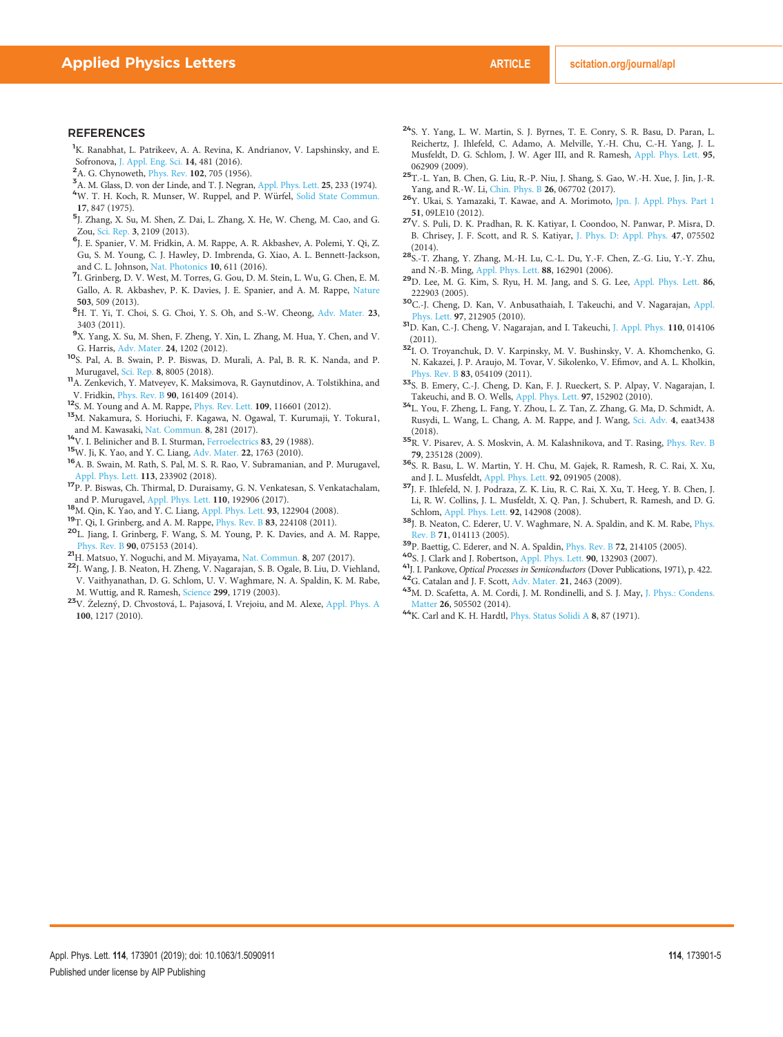## REFERENCES

[1] K. Ranabhat, L. Patrikeev, A. A. Revina, K. Andrianov, V. Lapshinsky, and E. Sofronova, J. Appl. Eng. Sci. **14**, 481 (2016).

[2] A. G. Chynoweth, Phys. Rev. **102**, 705 (1956).

[3] A. M. Glass, D. von der Linde, and T. J. Negran, Appl. Phys. Lett. **25**, 233 (1974).

[4] W. T. H. Koch, R. Munser, W. Ruppel, and P. Würfel, Solid State Commun. **17**, 847 (1975).

[5] J. Zhang, X. Su, M. Shen, Z. Dai, L. Zhang, X. He, W. Cheng, M. Cao, and G. Zou, Sci. Rep. **3**, 2109 (2013).

[6] J. E. Spanier, V. M. Fridkin, A. M. Rappe, A. R. Akbashev, A. Polemi, Y. Qi, Z. Gu, S. M. Young, C. J. Hawley, D. Imbrenda, G. Xiao, A. L. Bennett-Jackson, and C. L. Johnson, Nat. Photonics **10**, 611 (2016).

[7] I. Grinberg, D. V. West, M. Torres, G. Gou, D. M. Stein, L. Wu, G. Chen, E. M. Gallo, A. R. Akbashev, P. K. Davies, J. E. Spanier, and A. M. Rappe, Nature **503**, 509 (2013).

[8] H. T. Yi, T. Choi, S. G. Choi, Y. S. Oh, and S.-W. Cheong, Adv. Mater. **23**, 3403 (2011).

[9] X. Yang, X. Su, M. Shen, F. Zheng, Y. Xin, L. Zhang, M. Hua, Y. Chen, and V. G. Harris, Adv. Mater. **24**, 1202 (2012).

[10] S. Pal, A. B. Swain, P. P. Biswas, D. Murali, A. Pal, B. R. K. Nanda, and P. Murugavel, Sci. Rep. **8**, 8005 (2018).

[11] A. Zenkevich, Y. Matveyev, K. Maksimova, R. Gaynutdinov, A. Tolstikhina, and V. Fridkin, Phys. Rev. B **90**, 161409 (2014).

[12] S. M. Young and A. M. Rappe, Phys. Rev. Lett. **109**, 116601 (2012).

[13] M. Nakamura, S. Horiuchi, F. Kagawa, N. Ogawal, T. Kurumaji, Y. Tokura1, and M. Kawasaki, Nat. Commun. **8**, 281 (2017).

[14] V. I. Belinicher and B. I. Sturman, Ferroelectrics **83**, 29 (1988).

[15] W. Ji, K. Yao, and Y. C. Liang, Adv. Mater. **22**, 1763 (2010).

[16] A. B. Swain, M. Rath, S. Pal, M. S. R. Rao, V. Subramanian, and P. Murugavel, Appl. Phys. Lett. **113**, 233902 (2018).

[17] P. P. Biswas, Ch. Thirmal, D. Duraisamy, G. N. Venkatesan, S. Venkatachalam, and P. Murugavel, Appl. Phys. Lett. **110**, 192906 (2017).

[18] M. Qin, K. Yao, and Y. C. Liang, Appl. Phys. Lett. **93**, 122904 (2008).

[19] T. Qi, I. Grinberg, and A. M. Rappe, Phys. Rev. B **83**, 224108 (2011).

[20] L. Jiang, I. Grinberg, F. Wang, S. M. Young, P. K. Davies, and A. M. Rappe, Phys. Rev. B **90**, 075153 (2014).

[21] H. Matsuo, Y. Noguchi, and M. Miyayama, Nat. Commun. **8**, 207 (2017).

[22] J. Wang, J. B. Neaton, H. Zheng, V. Nagarajan, S. B. Ogale, B. Liu, D. Viehland, V. Vaithyanathan, D. G. Schlom, U. V. Waghmare, N. A. Spaldin, K. M. Rabe, M. Wuttig, and R. Ramesh, Science **299**, 1719 (2003).

[23] V. Železný, D. Chvostová, L. Pajasová, I. Vrejoiu, and M. Alexe, Appl. Phys. A **100**, 1217 (2010).

[24] S. Y. Yang, L. W. Martin, S. J. Byrnes, T. E. Conry, S. R. Basu, D. Paran, L. Reichertz, J. Ihlefeld, C. Adamo, A. Melville, Y.-H. Chu, C.-H. Yang, J. L. Musfeldt, D. G. Schlom, J. W. Ager III, and R. Ramesh, Appl. Phys. Lett. **95**, 062909 (2009).

[25] T.-L. Yan, B. Chen, G. Liu, R.-P. Niu, J. Shang, S. Gao, W.-H. Xue, J. Jin, J.-R. Yang, and R.-W. Li, Chin. Phys. B **26**, 067702 (2017).

[26] Y. Ukai, S. Yamazaki, T. Kawae, and A. Morimoto, Jpn. J. Appl. Phys. Part 1 **51**, 09LE10 (2012).

[27] V. S. Puli, D. K. Pradhan, R. K. Katiyar, I. Coondoo, N. Panwar, P. Misra, D. B. Chrisey, J. F. Scott, and R. S. Katiyar, J. Phys. D: Appl. Phys. **47**, 075502 (2014).

[28] S.-T. Zhang, Y. Zhang, M.-H. Lu, C.-L. Du, Y.-F. Chen, Z.-G. Liu, Y.-Y. Zhu, and N.-B. Ming, Appl. Phys. Lett. **88**, 162901 (2006).

[29] D. Lee, M. G. Kim, S. Ryu, H. M. Jang, and S. G. Lee, Appl. Phys. Lett. **86**, 222903 (2005).

[30] C.-J. Cheng, D. Kan, V. Anbusathaiah, I. Takeuchi, and V. Nagarajan, Appl. Phys. Lett. **97**, 212905 (2010).

[31] D. Kan, C.-J. Cheng, V. Nagarajan, and I. Takeuchi, J. Appl. Phys. **110**, 014106 (2011).

[32] I. O. Troyanchuk, D. V. Karpinsky, M. V. Bushinsky, V. A. Khomchenko, G. N. Kakazei, J. P. Araujo, M. Tovar, V. Sikolenko, V. Efimov, and A. L. Kholkin, Phys. Rev. B **83**, 054109 (2011).

[33] S. B. Emery, C.-J. Cheng, D. Kan, F. J. Rueckert, S. P. Alpay, V. Nagarajan, I. Takeuchi, and B. O. Wells, Appl. Phys. Lett. **97**, 152902 (2010).

[34] L. You, F. Zheng, L. Fang, Y. Zhou, L. Z. Tan, Z. Zhang, G. Ma, D. Schmidt, A. Rusydi, L. Wang, L. Chang, A. M. Rappe, and J. Wang, Sci. Adv. **4**, eaat3438 (2018).

[35] R. V. Pisarev, A. S. Moskvin, A. M. Kalashnikova, and T. Rasing, Phys. Rev. B **79**, 235128 (2009).

[36] S. R. Basu, L. W. Martin, Y. H. Chu, M. Gajek, R. Ramesh, R. C. Rai, X. Xu, and J. L. Musfeldt, Appl. Phys. Lett. **92**, 091905 (2008).

[37] J. F. Ihlefeld, N. J. Podraza, Z. K. Liu, R. C. Rai, X. Xu, T. Heeg, Y. B. Chen, J. Li, R. W. Collins, J. L. Musfeldt, X. Q. Pan, J. Schubert, R. Ramesh, and D. G. Schlom, Appl. Phys. Lett. **92**, 142908 (2008).

[38] J. B. Neaton, C. Ederer, U. V. Waghmare, N. A. Spaldin, and K. M. Rabe, Phys. Rev. B **71**, 014113 (2005).

[39] P. Baettig, C. Ederer, and N. A. Spaldin, Phys. Rev. B **72**, 214105 (2005).

[40] S. J. Clark and J. Robertson, Appl. Phys. Lett. **90**, 132903 (2007).

[41] J. I. Pankove, *Optical Processes in Semiconductors* (Dover Publications, 1971), p. 422.

[42] G. Catalan and J. F. Scott, Adv. Mater. **21**, 2463 (2009).

[43] M. D. Scafetta, A. M. Cordi, J. M. Rondinelli, and S. J. May, J. Phys.: Condens. Matter **26**, 505502 (2014).

[44] K. Carl and K. H. Hardtl, Phys. Status Solidi A **8**, 87 (1971).